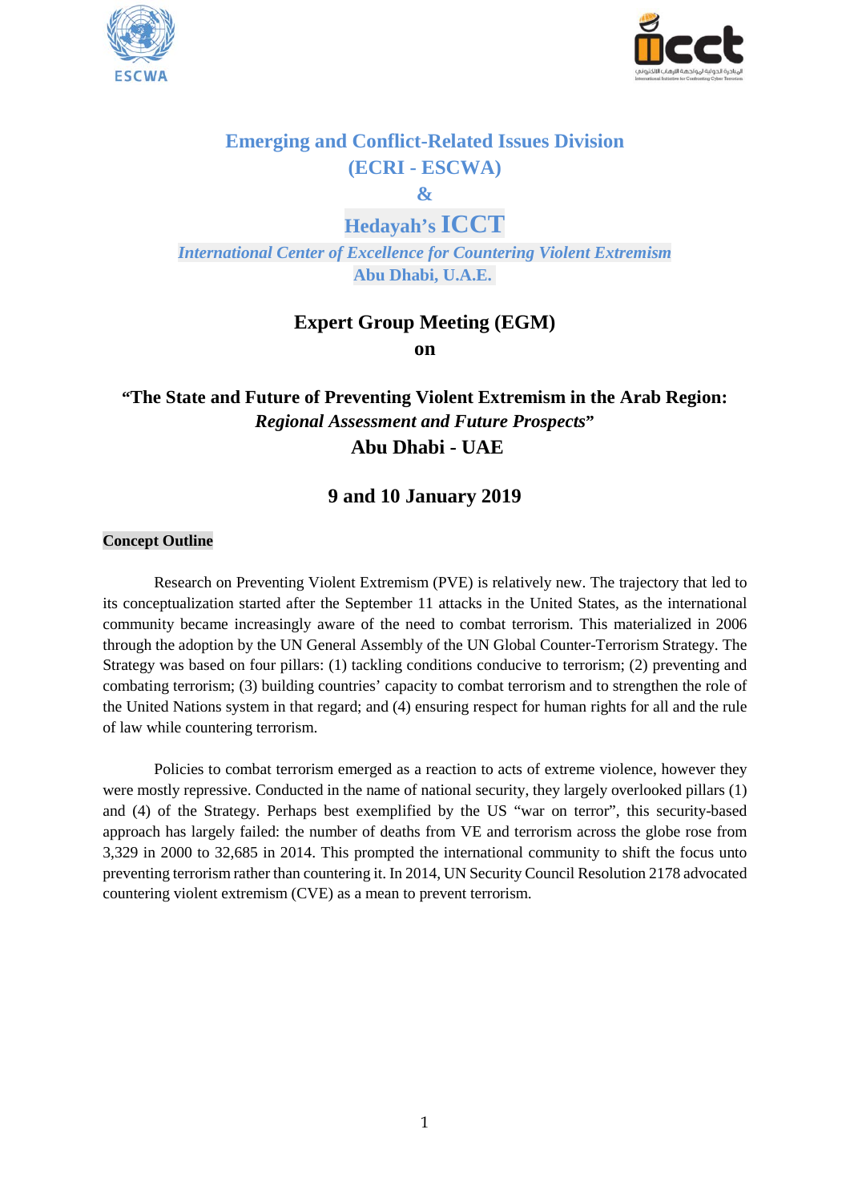# Emerging and Conflict-Related Issues Division (ECRI - ESCWA)

# &

# Hedayah's ICCT

*International Center of Excellence for Countering Violent Extremism*

**Abu Dhabi, U.A.E.**

## Expert Group Meeting (EGM)

## on

## "The State and Future of Preventing Violent Extremism in the Arab Region: *Regional Assessment and Future Prospects*"

## Abu Dhabi - UAE

## 9 and 10 January 2019

**Concept Outline**

Research on Preventing Violent Extremism (PVE) is relatively new. The trajectory that led to its conceptualization started after the September 11 attacks in the United States, as the international community became increasingly aware of the need to combat terrorism. This materialized in 2006 through the adoption by the UN General Assembly of the UN Global Counter-Terrorism Strategy. The Strategy was based on four pillars: (1) tackling conditions conducive to terrorism; (2) preventing and combating terrorism; (3) building countries' capacity to combat terrorism and to strengthen the role of the United Nations system in that regard; and (4) ensuring respect for human rights for all and the rule of law while countering terrorism.

Policies to combat terrorism emerged as a reaction to acts of extreme violence, however they were mostly repressive. Conducted in the name of national security, they largely overlooked pillars (1) and (4) of the Strategy. Perhaps best exemplified by the US "war on terror", this security-based approach has largely failed: the number of deaths from VE and terrorism across the globe rose from 3,329 in 2000 to 32,685 in 2014. This prompted the international community to shift the focus unto preventing terrorism rather than countering it. In 2014, UN Security Council Resolution 2178 advocated countering violent extremism (CVE) as a mean to prevent terrorism.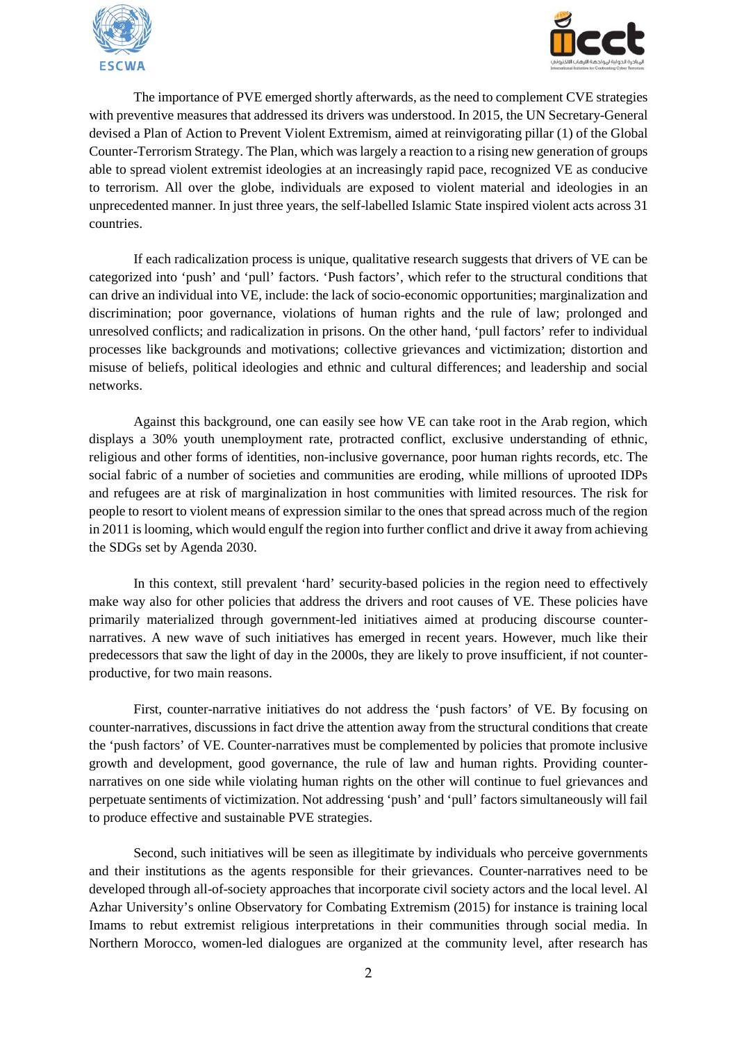The importance of PVE emerged shortly afterwards, as the need to complement CVE strategies with preventive measures that addressed its drivers was understood. In 2015, the UN Secretary-General devised a Plan of Action to Prevent Violent Extremism, aimed at reinvigorating pillar (1) of the Global Counter-Terrorism Strategy. The Plan, which was largely a reaction to a rising new generation of groups able to spread violent extremist ideologies at an increasingly rapid pace, recognized VE as conducive to terrorism. All over the globe, individuals are exposed to violent material and ideologies in an unprecedented manner. In just three years, the self-labelled Islamic State inspired violent acts across 31 countries.

If each radicalization process is unique, qualitative research suggests that drivers of VE can be categorized into 'push' and 'pull' factors. 'Push factors', which refer to the structural conditions that can drive an individual into VE, include: the lack of socio-economic opportunities; marginalization and discrimination; poor governance, violations of human rights and the rule of law; prolonged and unresolved conflicts; and radicalization in prisons. On the other hand, 'pull factors' refer to individual processes like backgrounds and motivations; collective grievances and victimization; distortion and misuse of beliefs, political ideologies and ethnic and cultural differences; and leadership and social networks.

Against this background, one can easily see how VE can take root in the Arab region, which displays a 30% youth unemployment rate, protracted conflict, exclusive understanding of ethnic, religious and other forms of identities, non-inclusive governance, poor human rights records, etc. The social fabric of a number of societies and communities are eroding, while millions of uprooted IDPs and refugees are at risk of marginalization in host communities with limited resources. The risk for people to resort to violent means of expression similar to the ones that spread across much of the region in 2011 is looming, which would engulf the region into further conflict and drive it away from achieving the SDGs set by Agenda 2030.

In this context, still prevalent 'hard' security-based policies in the region need to effectively make way also for other policies that address the drivers and root causes of VE. These policies have primarily materialized through government-led initiatives aimed at producing discourse counter-narratives. A new wave of such initiatives has emerged in recent years. However, much like their predecessors that saw the light of day in the 2000s, they are likely to prove insufficient, if not counter-productive, for two main reasons.

First, counter-narrative initiatives do not address the 'push factors' of VE. By focusing on counter-narratives, discussions in fact drive the attention away from the structural conditions that create the 'push factors' of VE. Counter-narratives must be complemented by policies that promote inclusive growth and development, good governance, the rule of law and human rights. Providing counter-narratives on one side while violating human rights on the other will continue to fuel grievances and perpetuate sentiments of victimization. Not addressing 'push' and 'pull' factors simultaneously will fail to produce effective and sustainable PVE strategies.

Second, such initiatives will be seen as illegitimate by individuals who perceive governments and their institutions as the agents responsible for their grievances. Counter-narratives need to be developed through all-of-society approaches that incorporate civil society actors and the local level. Al Azhar University's online Observatory for Combating Extremism (2015) for instance is training local Imams to rebut extremist religious interpretations in their communities through social media. In Northern Morocco, women-led dialogues are organized at the community level, after research has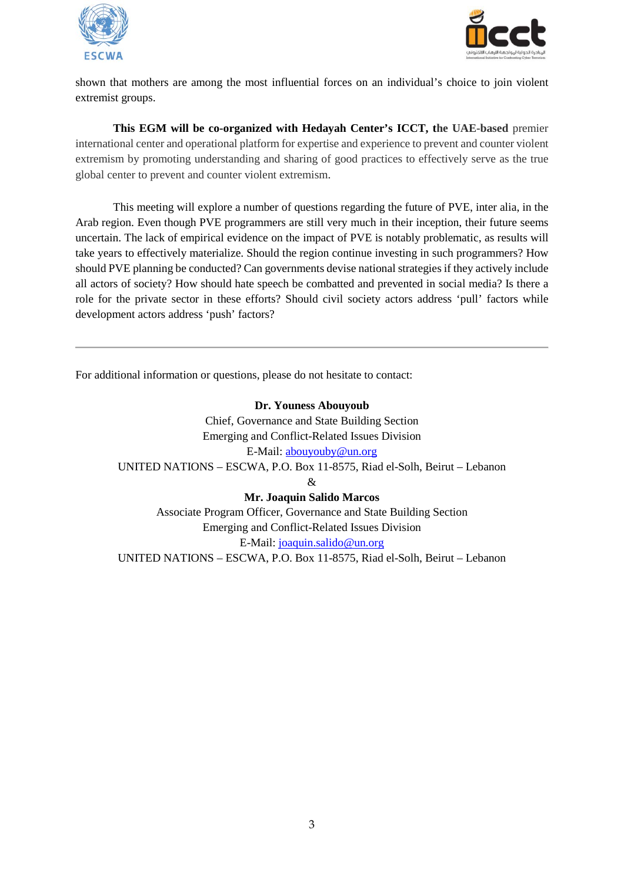shown that mothers are among the most influential forces on an individual's choice to join violent extremist groups.

**This EGM will be co-organized with Hedayah Center's ICCT, the UAE-based** premier international center and operational platform for expertise and experience to prevent and counter violent extremism by promoting understanding and sharing of good practices to effectively serve as the true global center to prevent and counter violent extremism.

This meeting will explore a number of questions regarding the future of PVE, inter alia, in the Arab region. Even though PVE programmers are still very much in their inception, their future seems uncertain. The lack of empirical evidence on the impact of PVE is notably problematic, as results will take years to effectively materialize. Should the region continue investing in such programmers? How should PVE planning be conducted? Can governments devise national strategies if they actively include all actors of society? How should hate speech be combatted and prevented in social media? Is there a role for the private sector in these efforts? Should civil society actors address 'pull' factors while development actors address 'push' factors?

---

For additional information or questions, please do not hesitate to contact:

**Dr. Youness Abouyoub**
Chief, Governance and State Building Section
Emerging and Conflict-Related Issues Division
E-Mail: abouyouby@un.org
UNITED NATIONS – ESCWA, P.O. Box 11-8575, Riad el-Solh, Beirut – Lebanon
&
**Mr. Joaquin Salido Marcos**
Associate Program Officer, Governance and State Building Section
Emerging and Conflict-Related Issues Division
E-Mail: joaquin.salido@un.org
UNITED NATIONS – ESCWA, P.O. Box 11-8575, Riad el-Solh, Beirut – Lebanon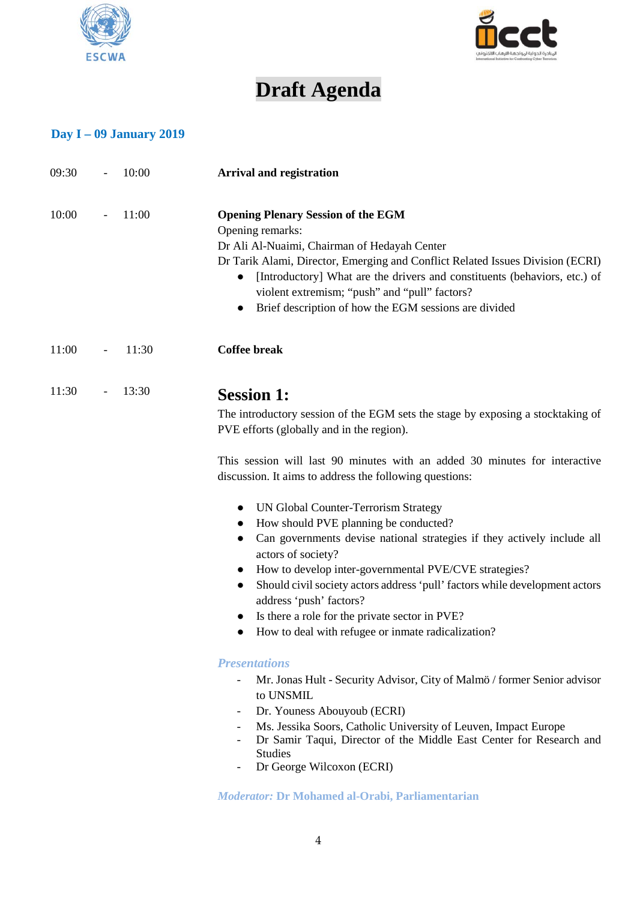# Draft Agenda

## Day I – 09 January 2019

| | |
|---|---|
| 09:30 - 10:00 | **Arrival and registration** |

**10:00 - 11:00**

**Opening Plenary Session of the EGM**

Opening remarks:

Dr Ali Al-Nuaimi, Chairman of Hedayah Center

Dr Tarik Alami, Director, Emerging and Conflict Related Issues Division (ECRI)

- [Introductory] What are the drivers and constituents (behaviors, etc.) of violent extremism; "push" and "pull" factors?
- Brief description of how the EGM sessions are divided

**11:00 - 11:30**

**Coffee break**

**11:30 - 13:30**

### Session 1:

The introductory session of the EGM sets the stage by exposing a stocktaking of PVE efforts (globally and in the region).

This session will last 90 minutes with an added 30 minutes for interactive discussion. It aims to address the following questions:

- UN Global Counter-Terrorism Strategy
- How should PVE planning be conducted?
- Can governments devise national strategies if they actively include all actors of society?
- How to develop inter-governmental PVE/CVE strategies?
- Should civil society actors address 'pull' factors while development actors address 'push' factors?
- Is there a role for the private sector in PVE?
- How to deal with refugee or inmate radicalization?

***Presentations***

- Mr. Jonas Hult - Security Advisor, City of Malmö / former Senior advisor to UNSMIL
- Dr. Youness Abouyoub (ECRI)
- Ms. Jessika Soors, Catholic University of Leuven, Impact Europe
- Dr Samir Taqui, Director of the Middle East Center for Research and Studies
- Dr George Wilcoxon (ECRI)

***Moderator:*** **Dr Mohamed al-Orabi, Parliamentarian**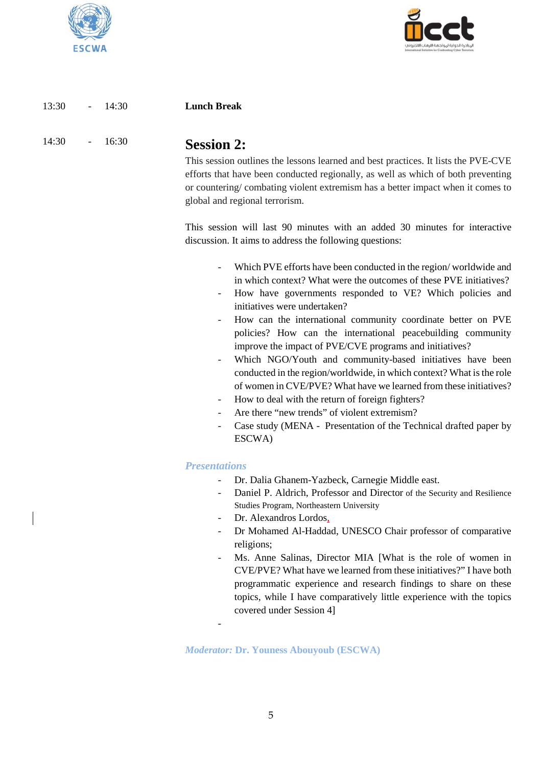13:30 - 14:30 **Lunch Break**

14:30 - 16:30

## Session 2:

This session outlines the lessons learned and best practices. It lists the PVE-CVE efforts that have been conducted regionally, as well as which of both preventing or countering/ combating violent extremism has a better impact when it comes to global and regional terrorism.

This session will last 90 minutes with an added 30 minutes for interactive discussion. It aims to address the following questions:

- Which PVE efforts have been conducted in the region/ worldwide and in which context? What were the outcomes of these PVE initiatives?
- How have governments responded to VE? Which policies and initiatives were undertaken?
- How can the international community coordinate better on PVE policies? How can the international peacebuilding community improve the impact of PVE/CVE programs and initiatives?
- Which NGO/Youth and community-based initiatives have been conducted in the region/worldwide, in which context? What is the role of women in CVE/PVE? What have we learned from these initiatives?
- How to deal with the return of foreign fighters?
- Are there "new trends" of violent extremism?
- Case study (MENA - Presentation of the Technical drafted paper by ESCWA)

***Presentations***

- Dr. Dalia Ghanem-Yazbeck, Carnegie Middle east.
- Daniel P. Aldrich, Professor and Director of the Security and Resilience Studies Program, Northeastern University
- Dr. Alexandros Lordos,
- Dr Mohamed Al-Haddad, UNESCO Chair professor of comparative religions;
- Ms. Anne Salinas, Director MIA [What is the role of women in CVE/PVE? What have we learned from these initiatives?" I have both programmatic experience and research findings to share on these topics, while I have comparatively little experience with the topics covered under Session 4]
-

***Moderator:*** **Dr. Youness Abouyoub (ESCWA)**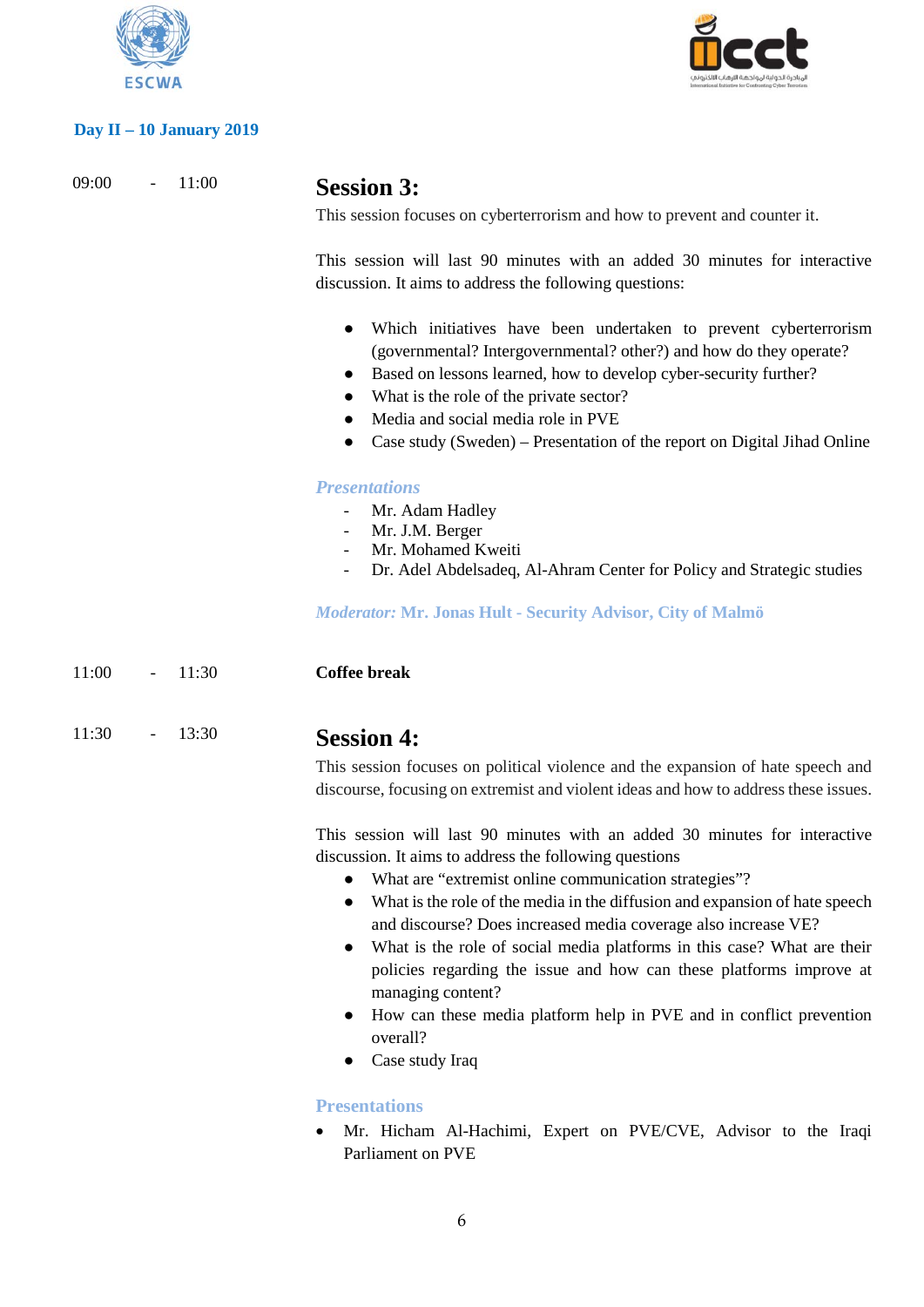**Day II – 10 January 2019**

09:00 - 11:00

## Session 3:

This session focuses on cyberterrorism and how to prevent and counter it.

This session will last 90 minutes with an added 30 minutes for interactive discussion. It aims to address the following questions:

- Which initiatives have been undertaken to prevent cyberterrorism (governmental? Intergovernmental? other?) and how do they operate?
- Based on lessons learned, how to develop cyber-security further?
- What is the role of the private sector?
- Media and social media role in PVE
- Case study (Sweden) – Presentation of the report on Digital Jihad Online

***Presentations***

- Mr. Adam Hadley
- Mr. J.M. Berger
- Mr. Mohamed Kweiti
- Dr. Adel Abdelsadeq, Al-Ahram Center for Policy and Strategic studies

***Moderator:* Mr. Jonas Hult - Security Advisor, City of Malmö**

11:00 - 11:30 **Coffee break**

11:30 - 13:30

## Session 4:

This session focuses on political violence and the expansion of hate speech and discourse, focusing on extremist and violent ideas and how to address these issues.

This session will last 90 minutes with an added 30 minutes for interactive discussion. It aims to address the following questions

- What are "extremist online communication strategies"?
- What is the role of the media in the diffusion and expansion of hate speech and discourse? Does increased media coverage also increase VE?
- What is the role of social media platforms in this case? What are their policies regarding the issue and how can these platforms improve at managing content?
- How can these media platform help in PVE and in conflict prevention overall?
- Case study Iraq

**Presentations**

- Mr. Hicham Al-Hachimi, Expert on PVE/CVE, Advisor to the Iraqi Parliament on PVE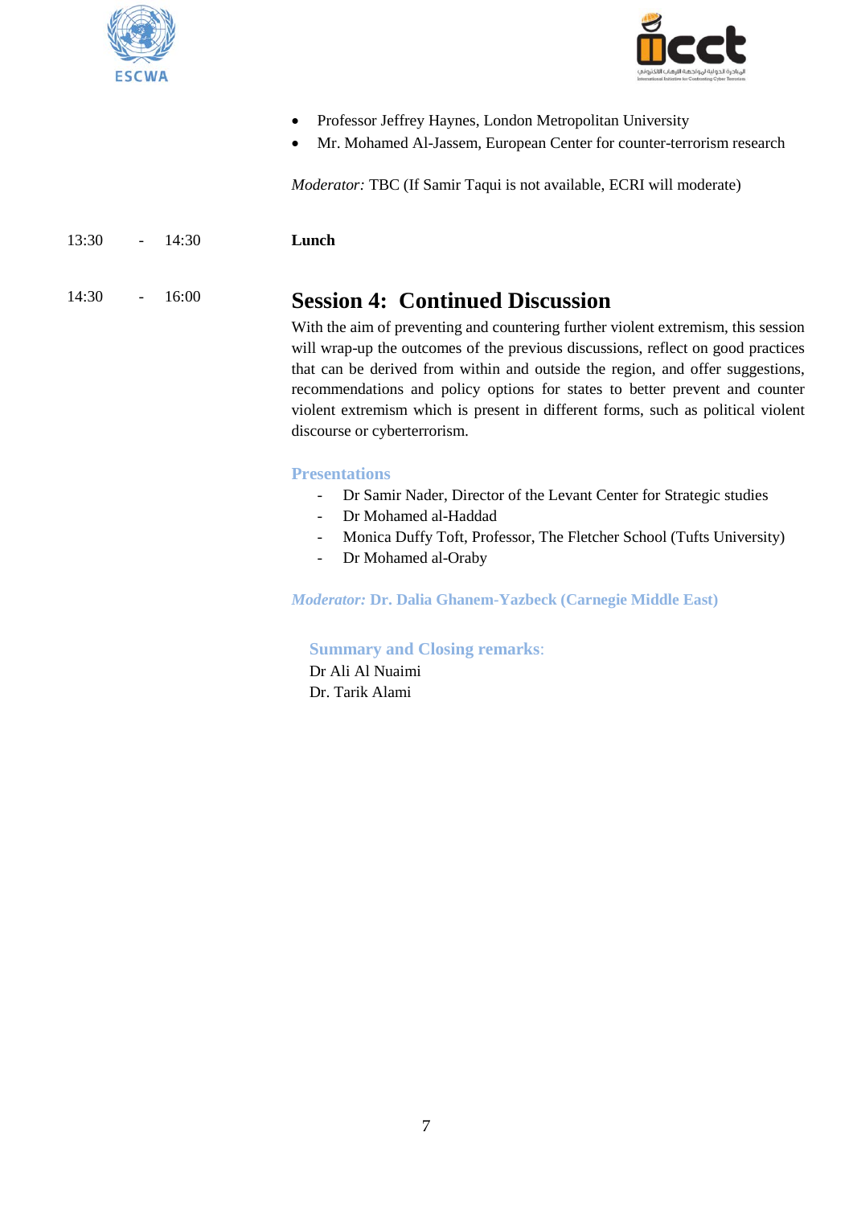- Professor Jeffrey Haynes, London Metropolitan University
- Mr. Mohamed Al-Jassem, European Center for counter-terrorism research

*Moderator:* TBC (If Samir Taqui is not available, ECRI will moderate)

13:30 - 14:30 **Lunch**

14:30 - 16:00

## Session 4: Continued Discussion

With the aim of preventing and countering further violent extremism, this session will wrap-up the outcomes of the previous discussions, reflect on good practices that can be derived from within and outside the region, and offer suggestions, recommendations and policy options for states to better prevent and counter violent extremism which is present in different forms, such as political violent discourse or cyberterrorism.

**Presentations**

- Dr Samir Nader, Director of the Levant Center for Strategic studies
- Dr Mohamed al-Haddad
- Monica Duffy Toft, Professor, The Fletcher School (Tufts University)
- Dr Mohamed al-Oraby

***Moderator:*** **Dr. Dalia Ghanem-Yazbeck (Carnegie Middle East)**

**Summary and Closing remarks**:

Dr Ali Al Nuaimi

Dr. Tarik Alami